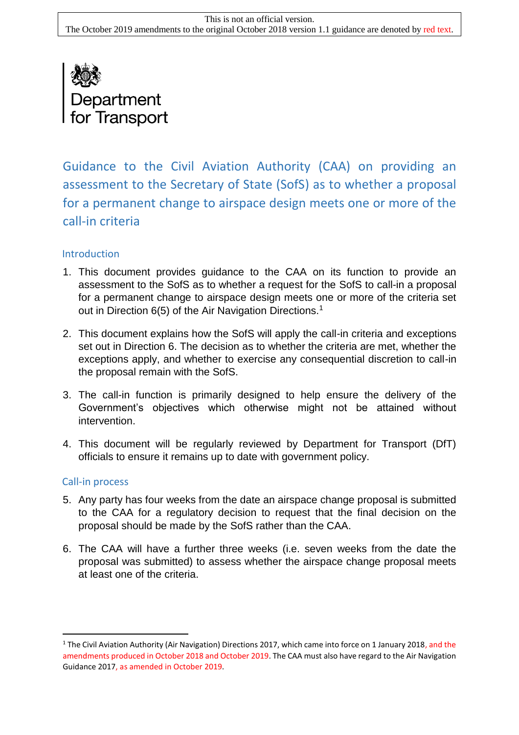This is not an official version.
The October 2019 amendments to the original October 2018 version 1.1 guidance are denoted by red text.

Department for Transport

# Guidance to the Civil Aviation Authority (CAA) on providing an assessment to the Secretary of State (SofS) as to whether a proposal for a permanent change to airspace design meets one or more of the call-in criteria

## Introduction

1. This document provides guidance to the CAA on its function to provide an assessment to the SofS as to whether a request for the SofS to call-in a proposal for a permanent change to airspace design meets one or more of the criteria set out in Direction 6(5) of the Air Navigation Directions.[1]

2. This document explains how the SofS will apply the call-in criteria and exceptions set out in Direction 6. The decision as to whether the criteria are met, whether the exceptions apply, and whether to exercise any consequential discretion to call-in the proposal remain with the SofS.

3. The call-in function is primarily designed to help ensure the delivery of the Government's objectives which otherwise might not be attained without intervention.

4. This document will be regularly reviewed by Department for Transport (DfT) officials to ensure it remains up to date with government policy.

## Call-in process

5. Any party has four weeks from the date an airspace change proposal is submitted to the CAA for a regulatory decision to request that the final decision on the proposal should be made by the SofS rather than the CAA.

6. The CAA will have a further three weeks (i.e. seven weeks from the date the proposal was submitted) to assess whether the airspace change proposal meets at least one of the criteria.

[1] The Civil Aviation Authority (Air Navigation) Directions 2017, which came into force on 1 January 2018, and the amendments produced in October 2018 and October 2019. The CAA must also have regard to the Air Navigation Guidance 2017, as amended in October 2019.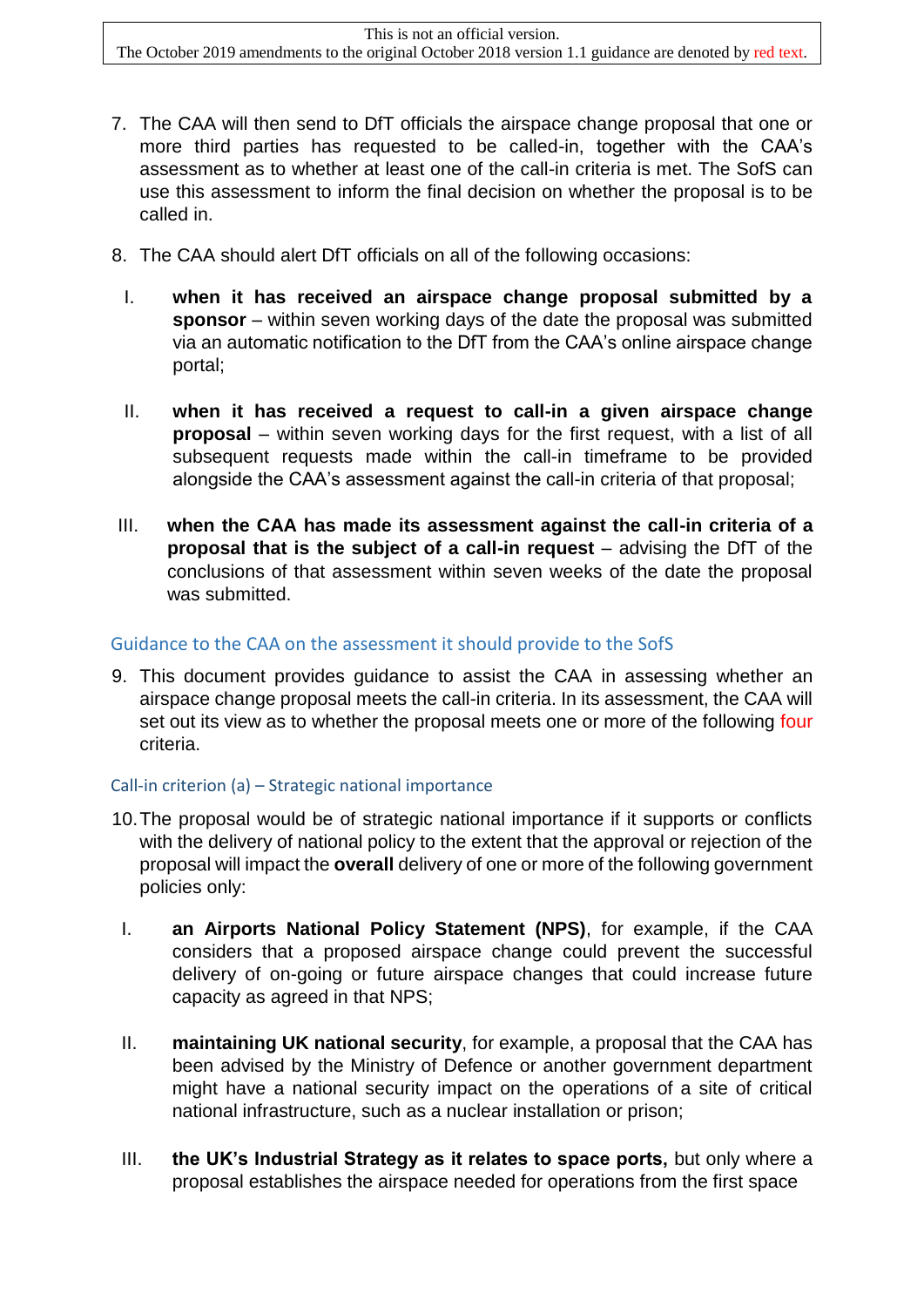This is not an official version.
The October 2019 amendments to the original October 2018 version 1.1 guidance are denoted by red text.

7. The CAA will then send to DfT officials the airspace change proposal that one or more third parties has requested to be called-in, together with the CAA's assessment as to whether at least one of the call-in criteria is met. The SofS can use this assessment to inform the final decision on whether the proposal is to be called in.

8. The CAA should alert DfT officials on all of the following occasions:

   I. **when it has received an airspace change proposal submitted by a sponsor** – within seven working days of the date the proposal was submitted via an automatic notification to the DfT from the CAA's online airspace change portal;

   II. **when it has received a request to call-in a given airspace change proposal** – within seven working days for the first request, with a list of all subsequent requests made within the call-in timeframe to be provided alongside the CAA's assessment against the call-in criteria of that proposal;

   III. **when the CAA has made its assessment against the call-in criteria of a proposal that is the subject of a call-in request** – advising the DfT of the conclusions of that assessment within seven weeks of the date the proposal was submitted.

## Guidance to the CAA on the assessment it should provide to the SofS

9. This document provides guidance to assist the CAA in assessing whether an airspace change proposal meets the call-in criteria. In its assessment, the CAA will set out its view as to whether the proposal meets one or more of the following four criteria.

### Call-in criterion (a) – Strategic national importance

10. The proposal would be of strategic national importance if it supports or conflicts with the delivery of national policy to the extent that the approval or rejection of the proposal will impact the **overall** delivery of one or more of the following government policies only:

   I. **an Airports National Policy Statement (NPS)**, for example, if the CAA considers that a proposed airspace change could prevent the successful delivery of on-going or future airspace changes that could increase future capacity as agreed in that NPS;

   II. **maintaining UK national security**, for example, a proposal that the CAA has been advised by the Ministry of Defence or another government department might have a national security impact on the operations of a site of critical national infrastructure, such as a nuclear installation or prison;

   III. **the UK's Industrial Strategy as it relates to space ports,** but only where a proposal establishes the airspace needed for operations from the first space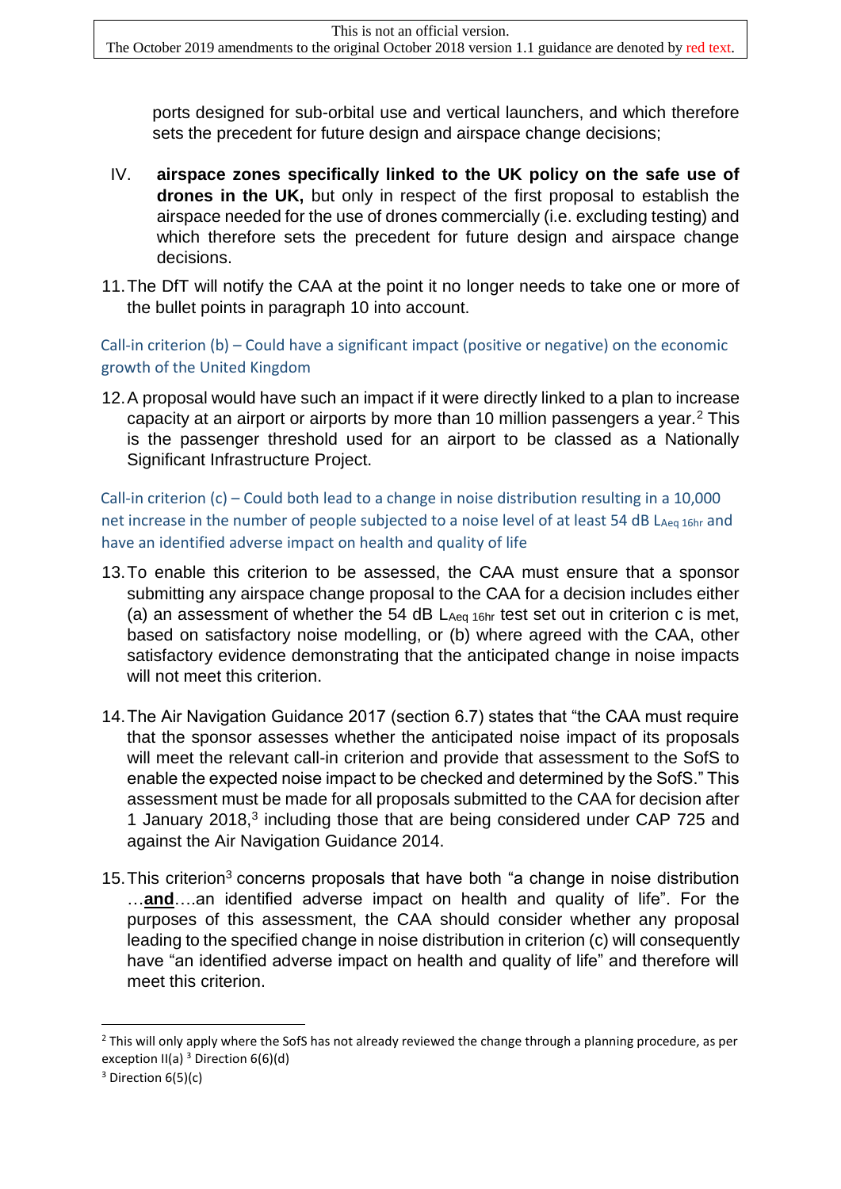ports designed for sub-orbital use and vertical launchers, and which therefore sets the precedent for future design and airspace change decisions;

IV. **airspace zones specifically linked to the UK policy on the safe use of drones in the UK,** but only in respect of the first proposal to establish the airspace needed for the use of drones commercially (i.e. excluding testing) and which therefore sets the precedent for future design and airspace change decisions.

11. The DfT will notify the CAA at the point it no longer needs to take one or more of the bullet points in paragraph 10 into account.

### Call-in criterion (b) – Could have a significant impact (positive or negative) on the economic growth of the United Kingdom

12. A proposal would have such an impact if it were directly linked to a plan to increase capacity at an airport or airports by more than 10 million passengers a year.[2] This is the passenger threshold used for an airport to be classed as a Nationally Significant Infrastructure Project.

### Call-in criterion (c) – Could both lead to a change in noise distribution resulting in a 10,000 net increase in the number of people subjected to a noise level of at least 54 dB $L_{Aeq\ 16hr}$ and have an identified adverse impact on health and quality of life

13. To enable this criterion to be assessed, the CAA must ensure that a sponsor submitting any airspace change proposal to the CAA for a decision includes either (a) an assessment of whether the 54 dB $L_{Aeq\ 16hr}$ test set out in criterion c is met, based on satisfactory noise modelling, or (b) where agreed with the CAA, other satisfactory evidence demonstrating that the anticipated change in noise impacts will not meet this criterion.

14. The Air Navigation Guidance 2017 (section 6.7) states that "the CAA must require that the sponsor assesses whether the anticipated noise impact of its proposals will meet the relevant call-in criterion and provide that assessment to the SofS to enable the expected noise impact to be checked and determined by the SofS." This assessment must be made for all proposals submitted to the CAA for decision after 1 January 2018,[3] including those that are being considered under CAP 725 and against the Air Navigation Guidance 2014.

15. This criterion[3] concerns proposals that have both "a change in noise distribution …**<u>and</u>**….an identified adverse impact on health and quality of life". For the purposes of this assessment, the CAA should consider whether any proposal leading to the specified change in noise distribution in criterion (c) will consequently have "an identified adverse impact on health and quality of life" and therefore will meet this criterion.

---

[2] This will only apply where the SofS has not already reviewed the change through a planning procedure, as per exception II(a) [3] Direction 6(6)(d)

[3] Direction 6(5)(c)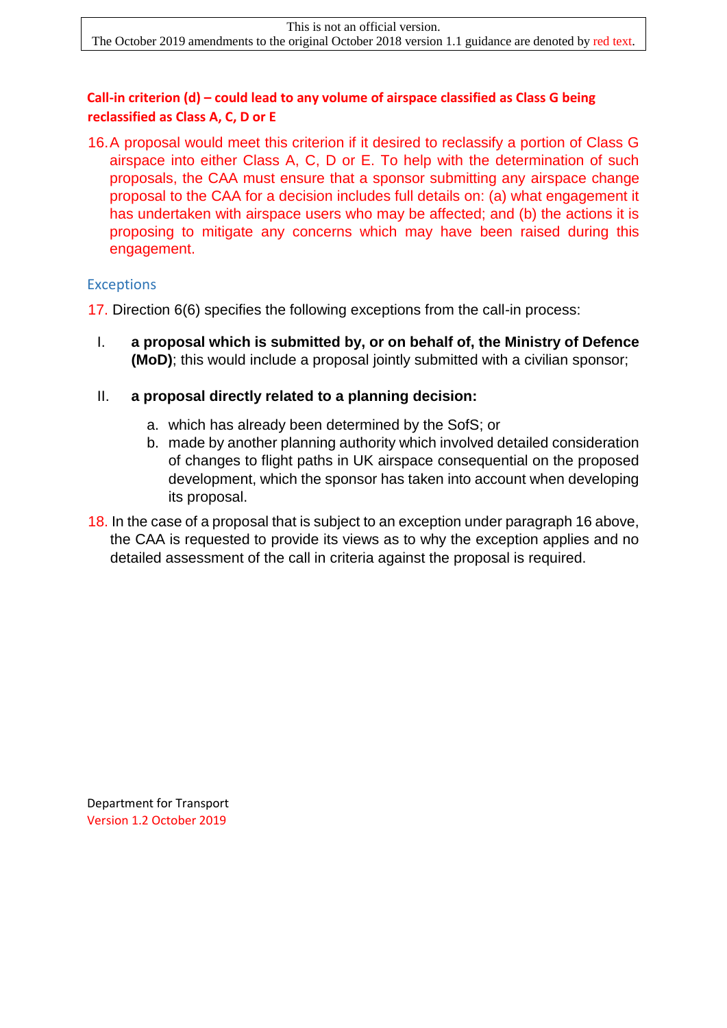**Call-in criterion (d) – could lead to any volume of airspace classified as Class G being reclassified as Class A, C, D or E**

16. A proposal would meet this criterion if it desired to reclassify a portion of Class G airspace into either Class A, C, D or E. To help with the determination of such proposals, the CAA must ensure that a sponsor submitting any airspace change proposal to the CAA for a decision includes full details on: (a) what engagement it has undertaken with airspace users who may be affected; and (b) the actions it is proposing to mitigate any concerns which may have been raised during this engagement.

## Exceptions

17. Direction 6(6) specifies the following exceptions from the call-in process:

   I. **a proposal which is submitted by, or on behalf of, the Ministry of Defence (MoD)**; this would include a proposal jointly submitted with a civilian sponsor;

   II. **a proposal directly related to a planning decision:**

      a. which has already been determined by the SofS; or
      b. made by another planning authority which involved detailed consideration of changes to flight paths in UK airspace consequential on the proposed development, which the sponsor has taken into account when developing its proposal.

18. In the case of a proposal that is subject to an exception under paragraph 16 above, the CAA is requested to provide its views as to why the exception applies and no detailed assessment of the call in criteria against the proposal is required.